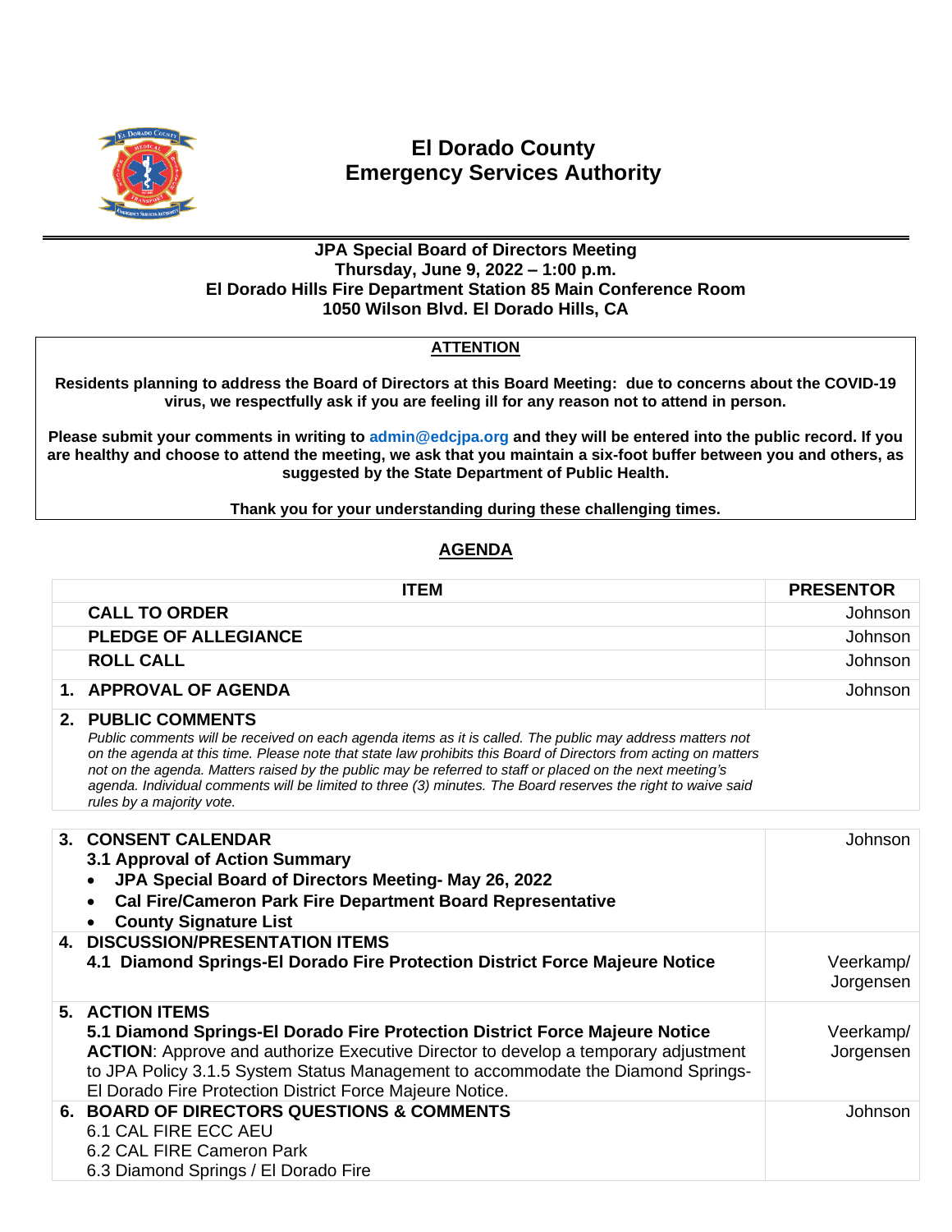# El Dorado County Emergency Services Authority

**JPA Special Board of Directors Meeting**
**Thursday, June 9, 2022 – 1:00 p.m.**
**El Dorado Hills Fire Department Station 85 Main Conference Room**
**1050 Wilson Blvd. El Dorado Hills, CA**

**ATTENTION**

**Residents planning to address the Board of Directors at this Board Meeting: due to concerns about the COVID-19 virus, we respectfully ask if you are feeling ill for any reason not to attend in person.**

**Please submit your comments in writing to admin@edcjpa.org and they will be entered into the public record. If you are healthy and choose to attend the meeting, we ask that you maintain a six-foot buffer between you and others, as suggested by the State Department of Public Health.**

**Thank you for your understanding during these challenging times.**

## AGENDA

| | ITEM | PRESENTOR |
|---|---|---|
| | **CALL TO ORDER** | Johnson |
| | **PLEDGE OF ALLEGIANCE** | Johnson |
| | **ROLL CALL** | Johnson |
| 1. | **APPROVAL OF AGENDA** | Johnson |
| 2. | **PUBLIC COMMENTS**<br>*Public comments will be received on each agenda items as it is called. The public may address matters not on the agenda at this time. Please note that state law prohibits this Board of Directors from acting on matters not on the agenda. Matters raised by the public may be referred to staff or placed on the next meeting's agenda. Individual comments will be limited to three (3) minutes. The Board reserves the right to waive said rules by a majority vote.* | |
| 3. | **CONSENT CALENDAR**<br>**3.1 Approval of Action Summary**<br>• **JPA Special Board of Directors Meeting- May 26, 2022**<br>• **Cal Fire/Cameron Park Fire Department Board Representative**<br>• **County Signature List** | Johnson |
| 4. | **DISCUSSION/PRESENTATION ITEMS**<br>**4.1 Diamond Springs-El Dorado Fire Protection District Force Majeure Notice** | Veerkamp/ Jorgensen |
| 5. | **ACTION ITEMS**<br>**5.1 Diamond Springs-El Dorado Fire Protection District Force Majeure Notice**<br>**ACTION**: Approve and authorize Executive Director to develop a temporary adjustment to JPA Policy 3.1.5 System Status Management to accommodate the Diamond Springs-El Dorado Fire Protection District Force Majeure Notice. | Veerkamp/ Jorgensen |
| 6. | **BOARD OF DIRECTORS QUESTIONS & COMMENTS**<br>6.1 CAL FIRE ECC AEU<br>6.2 CAL FIRE Cameron Park<br>6.3 Diamond Springs / El Dorado Fire | Johnson |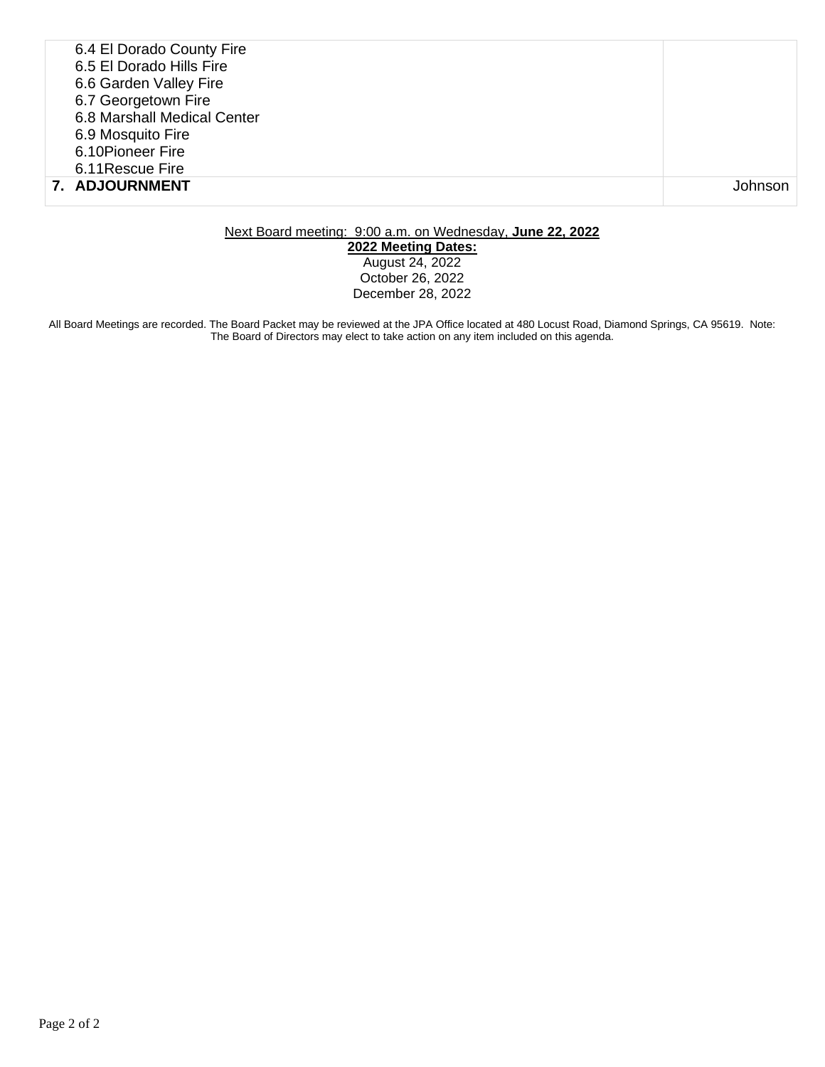| | |
|---|---|
| 6.4 El Dorado County Fire<br>6.5 El Dorado Hills Fire<br>6.6 Garden Valley Fire<br>6.7 Georgetown Fire<br>6.8 Marshall Medical Center<br>6.9 Mosquito Fire<br>6.10Pioneer Fire<br>6.11Rescue Fire | |
| **7. ADJOURNMENT** | Johnson |

Next Board meeting: 9:00 a.m. on Wednesday, **June 22, 2022**

**2022 Meeting Dates:**

August 24, 2022
October 26, 2022
December 28, 2022

All Board Meetings are recorded. The Board Packet may be reviewed at the JPA Office located at 480 Locust Road, Diamond Springs, CA 95619. Note: The Board of Directors may elect to take action on any item included on this agenda.